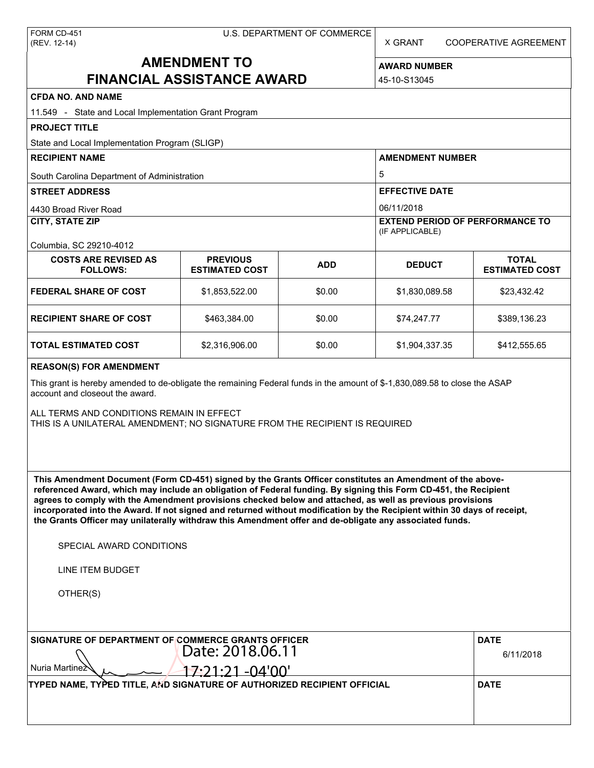FORM CD-451
(REV. 12-14)

U.S. DEPARTMENT OF COMMERCE

X GRANT    COOPERATIVE AGREEMENT

# AMENDMENT TO FINANCIAL ASSISTANCE AWARD

**AWARD NUMBER**

45-10-S13045

**CFDA NO. AND NAME**

11.549 - State and Local Implementation Grant Program

**PROJECT TITLE**

State and Local Implementation Program (SLIGP)

**RECIPIENT NAME**

South Carolina Department of Administration

**AMENDMENT NUMBER**

5

**STREET ADDRESS**

4430 Broad River Road

**EFFECTIVE DATE**

06/11/2018

**CITY, STATE ZIP**

Columbia, SC 29210-4012

**EXTEND PERIOD OF PERFORMANCE TO** (IF APPLICABLE)

| COSTS ARE REVISED AS FOLLOWS: | PREVIOUS ESTIMATED COST | ADD | DEDUCT | TOTAL ESTIMATED COST |
|---|---|---|---|---|
| FEDERAL SHARE OF COST | $1,853,522.00 | $0.00 | $1,830,089.58 | $23,432.42 |
| RECIPIENT SHARE OF COST | $463,384.00 | $0.00 | $74,247.77 | $389,136.23 |
| TOTAL ESTIMATED COST | $2,316,906.00 | $0.00 | $1,904,337.35 | $412,555.65 |

**REASON(S) FOR AMENDMENT**

This grant is hereby amended to de-obligate the remaining Federal funds in the amount of $-1,830,089.58 to close the ASAP account and closeout the award.

ALL TERMS AND CONDITIONS REMAIN IN EFFECT
THIS IS A UNILATERAL AMENDMENT; NO SIGNATURE FROM THE RECIPIENT IS REQUIRED

**This Amendment Document (Form CD-451) signed by the Grants Officer constitutes an Amendment of the above-referenced Award, which may include an obligation of Federal funding. By signing this Form CD-451, the Recipient agrees to comply with the Amendment provisions checked below and attached, as well as previous provisions incorporated into the Award. If not signed and returned without modification by the Recipient within 30 days of receipt, the Grants Officer may unilaterally withdraw this Amendment offer and de-obligate any associated funds.**

SPECIAL AWARD CONDITIONS

LINE ITEM BUDGET

OTHER(S)

**SIGNATURE OF DEPARTMENT OF COMMERCE GRANTS OFFICER**

Nuria Martinez    Date: 2018.06.11 17:21:21 -04'00'

**DATE**

6/11/2018

**TYPED NAME, TYPED TITLE, AND SIGNATURE OF AUTHORIZED RECIPIENT OFFICIAL**

**DATE**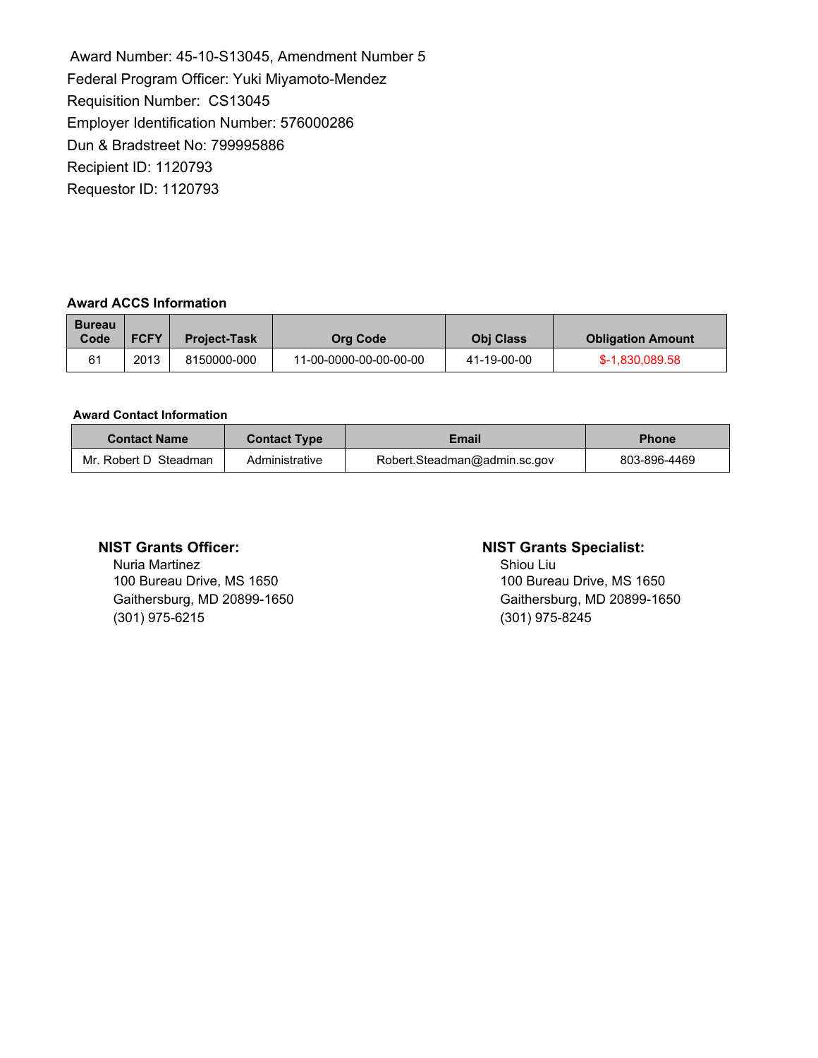Award Number: 45-10-S13045, Amendment Number 5
Federal Program Officer: Yuki Miyamoto-Mendez
Requisition Number: CS13045
Employer Identification Number: 576000286
Dun & Bradstreet No: 799995886
Recipient ID: 1120793
Requestor ID: 1120793

**Award ACCS Information**

| Bureau Code | FCFY | Project-Task | Org Code | Obj Class | Obligation Amount |
|---|---|---|---|---|---|
| 61 | 2013 | 8150000-000 | 11-00-0000-00-00-00-00 | 41-19-00-00 | $-1,830,089.58 |

**Award Contact Information**

| Contact Name | Contact Type | Email | Phone |
|---|---|---|---|
| Mr. Robert D Steadman | Administrative | Robert.Steadman@admin.sc.gov | 803-896-4469 |

**NIST Grants Officer:**
Nuria Martinez
100 Bureau Drive, MS 1650
Gaithersburg, MD 20899-1650
(301) 975-6215

**NIST Grants Specialist:**
Shiou Liu
100 Bureau Drive, MS 1650
Gaithersburg, MD 20899-1650
(301) 975-8245